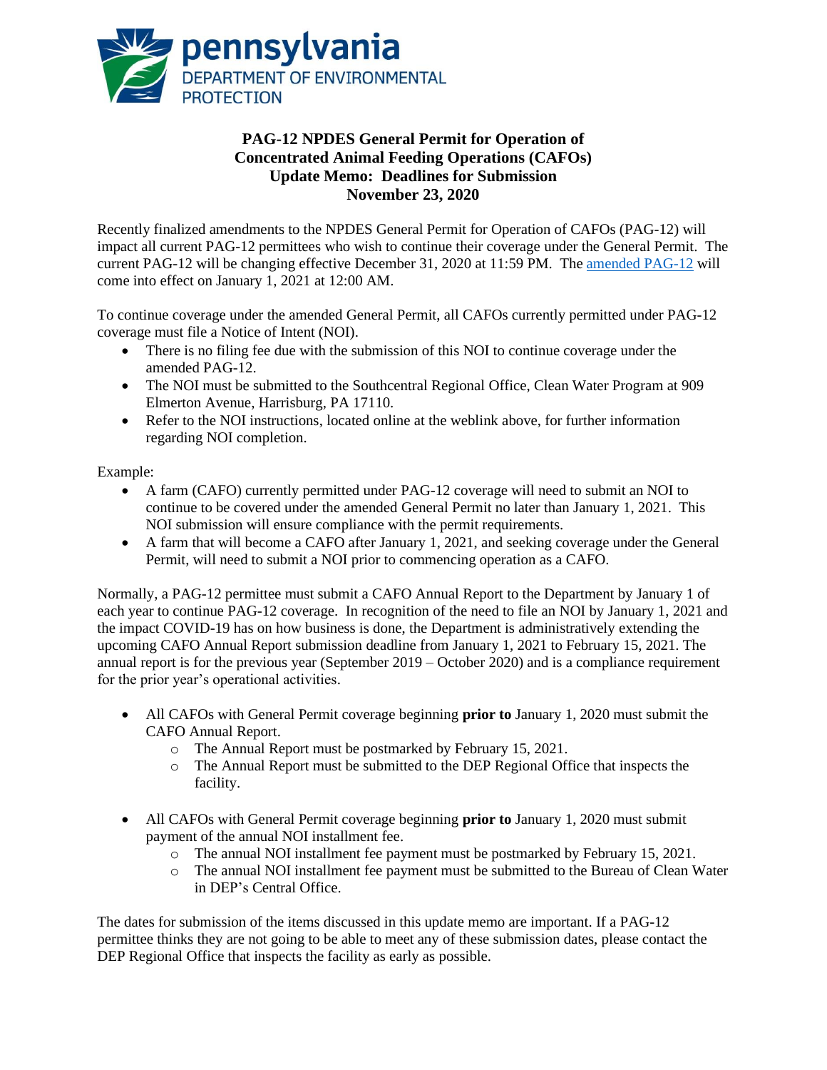# PAG-12 NPDES General Permit for Operation of Concentrated Animal Feeding Operations (CAFOs) Update Memo: Deadlines for Submission November 23, 2020

Recently finalized amendments to the NPDES General Permit for Operation of CAFOs (PAG-12) will impact all current PAG-12 permittees who wish to continue their coverage under the General Permit. The current PAG-12 will be changing effective December 31, 2020 at 11:59 PM. The amended PAG-12 will come into effect on January 1, 2021 at 12:00 AM.

To continue coverage under the amended General Permit, all CAFOs currently permitted under PAG-12 coverage must file a Notice of Intent (NOI).

- There is no filing fee due with the submission of this NOI to continue coverage under the amended PAG-12.
- The NOI must be submitted to the Southcentral Regional Office, Clean Water Program at 909 Elmerton Avenue, Harrisburg, PA 17110.
- Refer to the NOI instructions, located online at the weblink above, for further information regarding NOI completion.

Example:

- A farm (CAFO) currently permitted under PAG-12 coverage will need to submit an NOI to continue to be covered under the amended General Permit no later than January 1, 2021. This NOI submission will ensure compliance with the permit requirements.
- A farm that will become a CAFO after January 1, 2021, and seeking coverage under the General Permit, will need to submit a NOI prior to commencing operation as a CAFO.

Normally, a PAG-12 permittee must submit a CAFO Annual Report to the Department by January 1 of each year to continue PAG-12 coverage. In recognition of the need to file an NOI by January 1, 2021 and the impact COVID-19 has on how business is done, the Department is administratively extending the upcoming CAFO Annual Report submission deadline from January 1, 2021 to February 15, 2021. The annual report is for the previous year (September 2019 – October 2020) and is a compliance requirement for the prior year's operational activities.

- All CAFOs with General Permit coverage beginning **prior to** January 1, 2020 must submit the CAFO Annual Report.
  - The Annual Report must be postmarked by February 15, 2021.
  - The Annual Report must be submitted to the DEP Regional Office that inspects the facility.

- All CAFOs with General Permit coverage beginning **prior to** January 1, 2020 must submit payment of the annual NOI installment fee.
  - The annual NOI installment fee payment must be postmarked by February 15, 2021.
  - The annual NOI installment fee payment must be submitted to the Bureau of Clean Water in DEP's Central Office.

The dates for submission of the items discussed in this update memo are important. If a PAG-12 permittee thinks they are not going to be able to meet any of these submission dates, please contact the DEP Regional Office that inspects the facility as early as possible.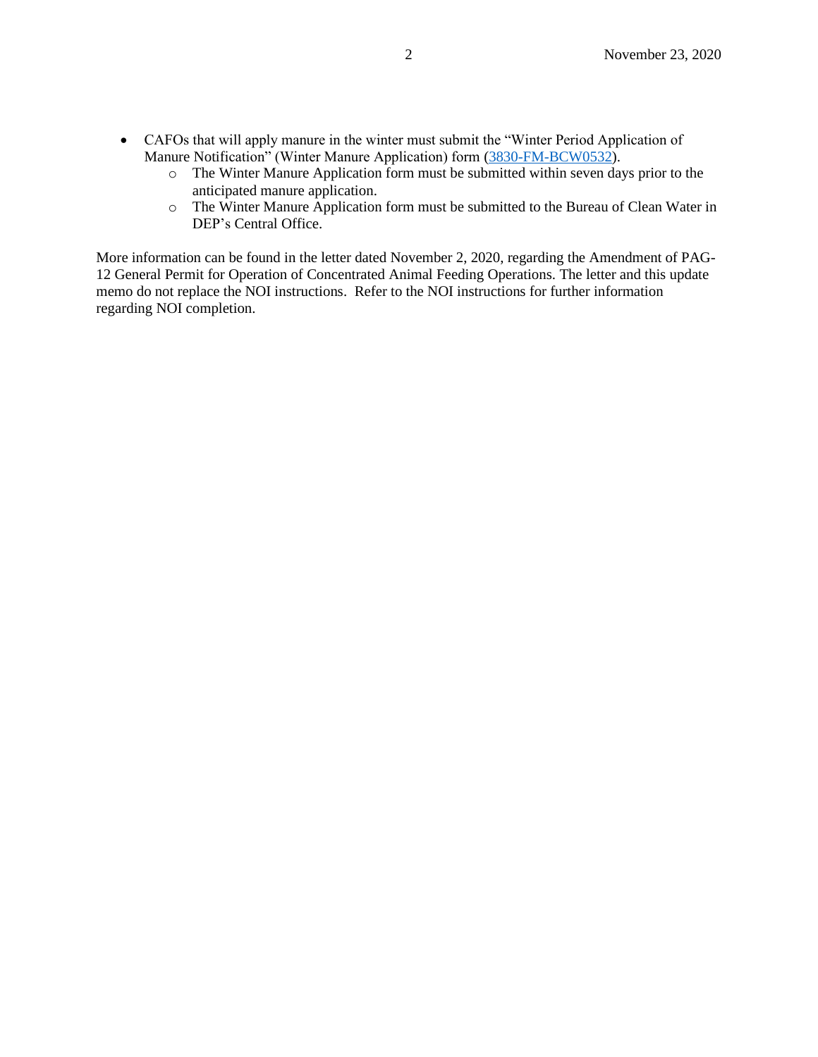- CAFOs that will apply manure in the winter must submit the “Winter Period Application of Manure Notification” (Winter Manure Application) form (3830-FM-BCW0532).
  - The Winter Manure Application form must be submitted within seven days prior to the anticipated manure application.
  - The Winter Manure Application form must be submitted to the Bureau of Clean Water in DEP’s Central Office.

More information can be found in the letter dated November 2, 2020, regarding the Amendment of PAG-12 General Permit for Operation of Concentrated Animal Feeding Operations. The letter and this update memo do not replace the NOI instructions. Refer to the NOI instructions for further information regarding NOI completion.